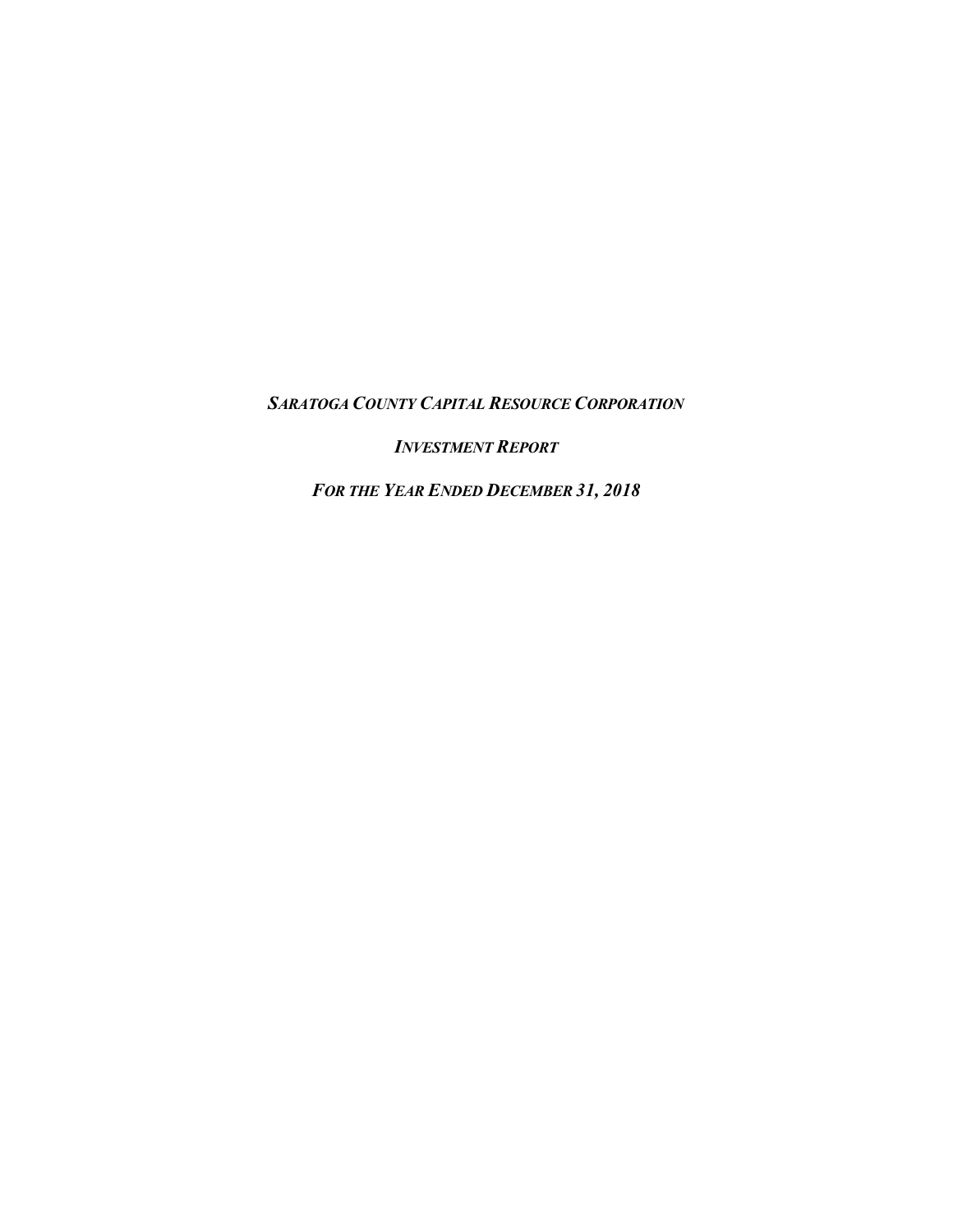***SARATOGA COUNTY CAPITAL RESOURCE CORPORATION***

***INVESTMENT REPORT***

***FOR THE YEAR ENDED DECEMBER 31, 2018***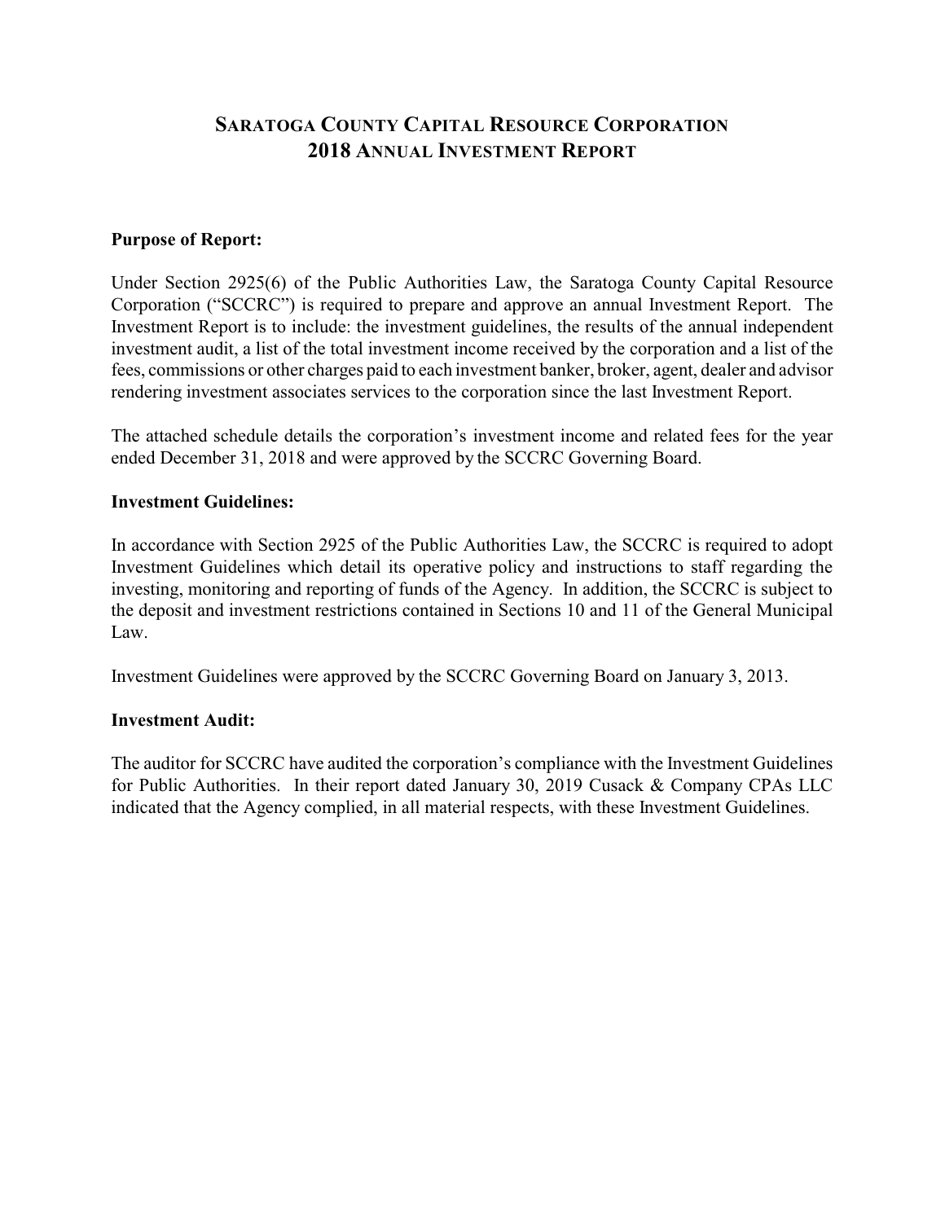# SARATOGA COUNTY CAPITAL RESOURCE CORPORATION
# 2018 ANNUAL INVESTMENT REPORT

**Purpose of Report:**

Under Section 2925(6) of the Public Authorities Law, the Saratoga County Capital Resource Corporation ("SCCRC") is required to prepare and approve an annual Investment Report. The Investment Report is to include: the investment guidelines, the results of the annual independent investment audit, a list of the total investment income received by the corporation and a list of the fees, commissions or other charges paid to each investment banker, broker, agent, dealer and advisor rendering investment associates services to the corporation since the last Investment Report.

The attached schedule details the corporation's investment income and related fees for the year ended December 31, 2018 and were approved by the SCCRC Governing Board.

**Investment Guidelines:**

In accordance with Section 2925 of the Public Authorities Law, the SCCRC is required to adopt Investment Guidelines which detail its operative policy and instructions to staff regarding the investing, monitoring and reporting of funds of the Agency. In addition, the SCCRC is subject to the deposit and investment restrictions contained in Sections 10 and 11 of the General Municipal Law.

Investment Guidelines were approved by the SCCRC Governing Board on January 3, 2013.

**Investment Audit:**

The auditor for SCCRC have audited the corporation's compliance with the Investment Guidelines for Public Authorities. In their report dated January 30, 2019 Cusack & Company CPAs LLC indicated that the Agency complied, in all material respects, with these Investment Guidelines.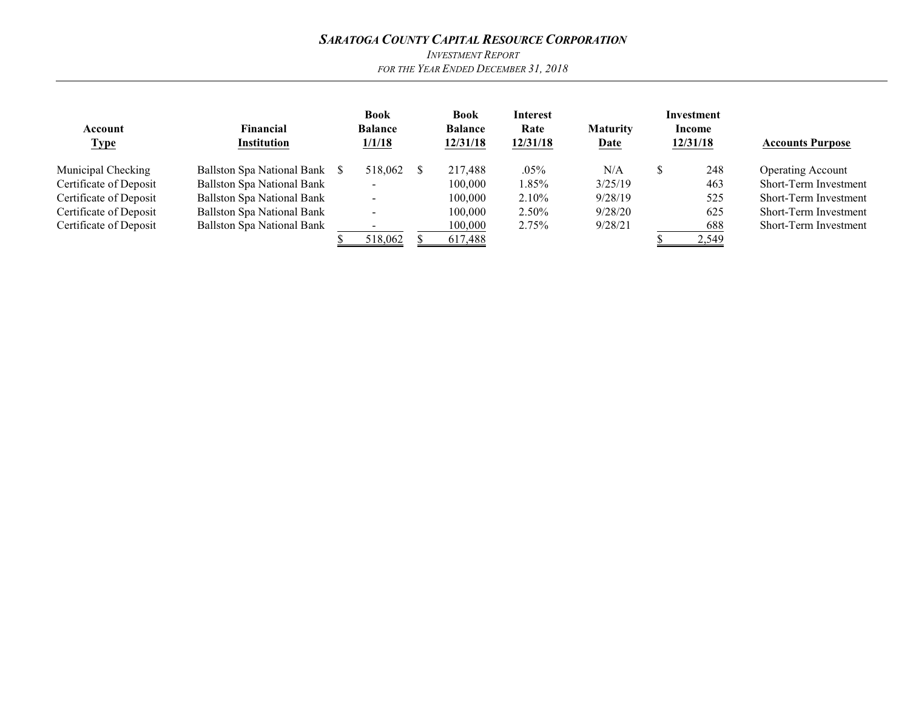# *SARATOGA COUNTY CAPITAL RESOURCE CORPORATION*

*INVESTMENT REPORT*

*FOR THE YEAR ENDED DECEMBER 31, 2018*

| Account Type | Financial Institution | Book Balance 1/1/18 | Book Balance 12/31/18 | Interest Rate 12/31/18 | Maturity Date | Investment Income 12/31/18 | Accounts Purpose |
|---|---|---|---|---|---|---|---|
| Municipal Checking | Ballston Spa National Bank | $ 518,062 | $ 217,488 | .05% | N/A | $ 248 | Operating Account |
| Certificate of Deposit | Ballston Spa National Bank | - | 100,000 | 1.85% | 3/25/19 | 463 | Short-Term Investment |
| Certificate of Deposit | Ballston Spa National Bank | - | 100,000 | 2.10% | 9/28/19 | 525 | Short-Term Investment |
| Certificate of Deposit | Ballston Spa National Bank | - | 100,000 | 2.50% | 9/28/20 | 625 | Short-Term Investment |
| Certificate of Deposit | Ballston Spa National Bank | - | 100,000 | 2.75% | 9/28/21 | 688 | Short-Term Investment |
| | | $ 518,062 | $ 617,488 | | | $ 2,549 | |